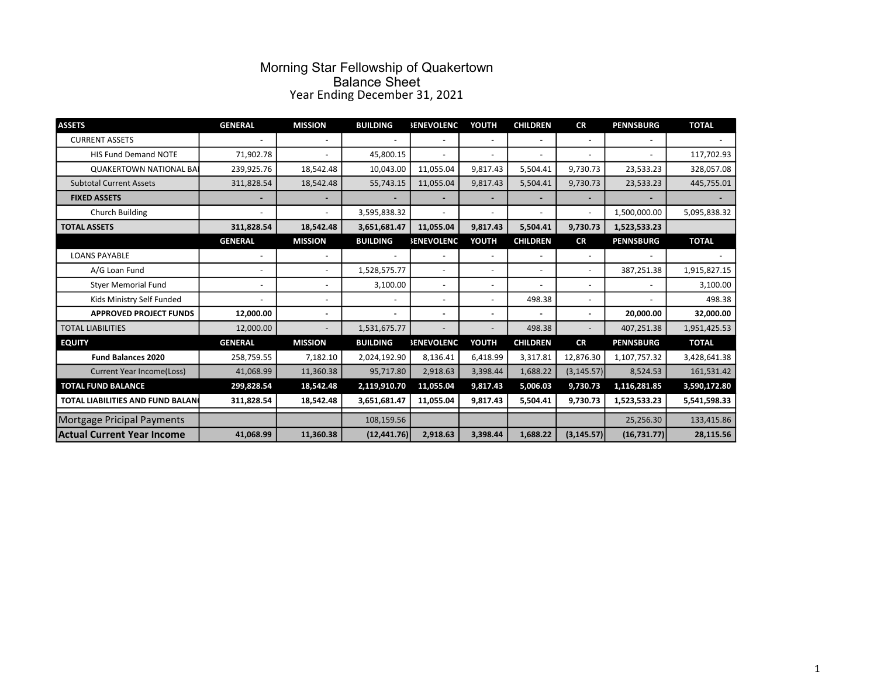# Morning Star Fellowship of Quakertown

## Balance Sheet

### Year Ending December 31, 2021

| ASSETS | GENERAL | MISSION | BUILDING | BENEVOLENC | YOUTH | CHILDREN | CR | PENNSBURG | TOTAL |
|---|---|---|---|---|---|---|---|---|---|
| CURRENT ASSETS | - | - | - | - | - | - | - | - | - |
| HIS Fund Demand NOTE | 71,902.78 | - | 45,800.15 | - | - | - | - | - | 117,702.93 |
| QUAKERTOWN NATIONAL BA | 239,925.76 | 18,542.48 | 10,043.00 | 11,055.04 | 9,817.43 | 5,504.41 | 9,730.73 | 23,533.23 | 328,057.08 |
| Subtotal Current Assets | 311,828.54 | 18,542.48 | 55,743.15 | 11,055.04 | 9,817.43 | 5,504.41 | 9,730.73 | 23,533.23 | 445,755.01 |
| **FIXED ASSETS** | **-** | **-** | **-** | **-** | **-** | **-** | **-** | **-** | **-** |
| Church Building | - | - | 3,595,838.32 | - | - | - | - | 1,500,000.00 | 5,095,838.32 |
| **TOTAL ASSETS** | **311,828.54** | **18,542.48** | **3,651,681.47** | **11,055.04** | **9,817.43** | **5,504.41** | **9,730.73** | **1,523,533.23** | |
| | **GENERAL** | **MISSION** | **BUILDING** | **BENEVOLENC** | **YOUTH** | **CHILDREN** | **CR** | **PENNSBURG** | **TOTAL** |
| LOANS PAYABLE | - | - | - | - | - | - | - | - | - |
| A/G Loan Fund | - | - | 1,528,575.77 | - | - | - | - | 387,251.38 | 1,915,827.15 |
| Styer Memorial Fund | - | - | 3,100.00 | - | - | - | - | - | 3,100.00 |
| Kids Ministry Self Funded | - | - | - | - | - | 498.38 | - | - | 498.38 |
| **APPROVED PROJECT FUNDS** | **12,000.00** | **-** | **-** | **-** | **-** | **-** | **-** | **20,000.00** | **32,000.00** |
| TOTAL LIABILITIES | 12,000.00 | - | 1,531,675.77 | - | - | 498.38 | - | 407,251.38 | 1,951,425.53 |
| **EQUITY** | **GENERAL** | **MISSION** | **BUILDING** | **BENEVOLENC** | **YOUTH** | **CHILDREN** | **CR** | **PENNSBURG** | **TOTAL** |
| **Fund Balances 2020** | 258,759.55 | 7,182.10 | 2,024,192.90 | 8,136.41 | 6,418.99 | 3,317.81 | 12,876.30 | 1,107,757.32 | 3,428,641.38 |
| Current Year Income(Loss) | 41,068.99 | 11,360.38 | 95,717.80 | 2,918.63 | 3,398.44 | 1,688.22 | (3,145.57) | 8,524.53 | 161,531.42 |
| **TOTAL FUND BALANCE** | **299,828.54** | **18,542.48** | **2,119,910.70** | **11,055.04** | **9,817.43** | **5,006.03** | **9,730.73** | **1,116,281.85** | **3,590,172.80** |
| **TOTAL LIABILITIES AND FUND BALAN** | **311,828.54** | **18,542.48** | **3,651,681.47** | **11,055.04** | **9,817.43** | **5,504.41** | **9,730.73** | **1,523,533.23** | **5,541,598.33** |
| Mortgage Pricipal Payments | | | 108,159.56 | | | | | 25,256.30 | 133,415.86 |
| **Actual Current Year Income** | **41,068.99** | **11,360.38** | **(12,441.76)** | **2,918.63** | **3,398.44** | **1,688.22** | **(3,145.57)** | **(16,731.77)** | **28,115.56** |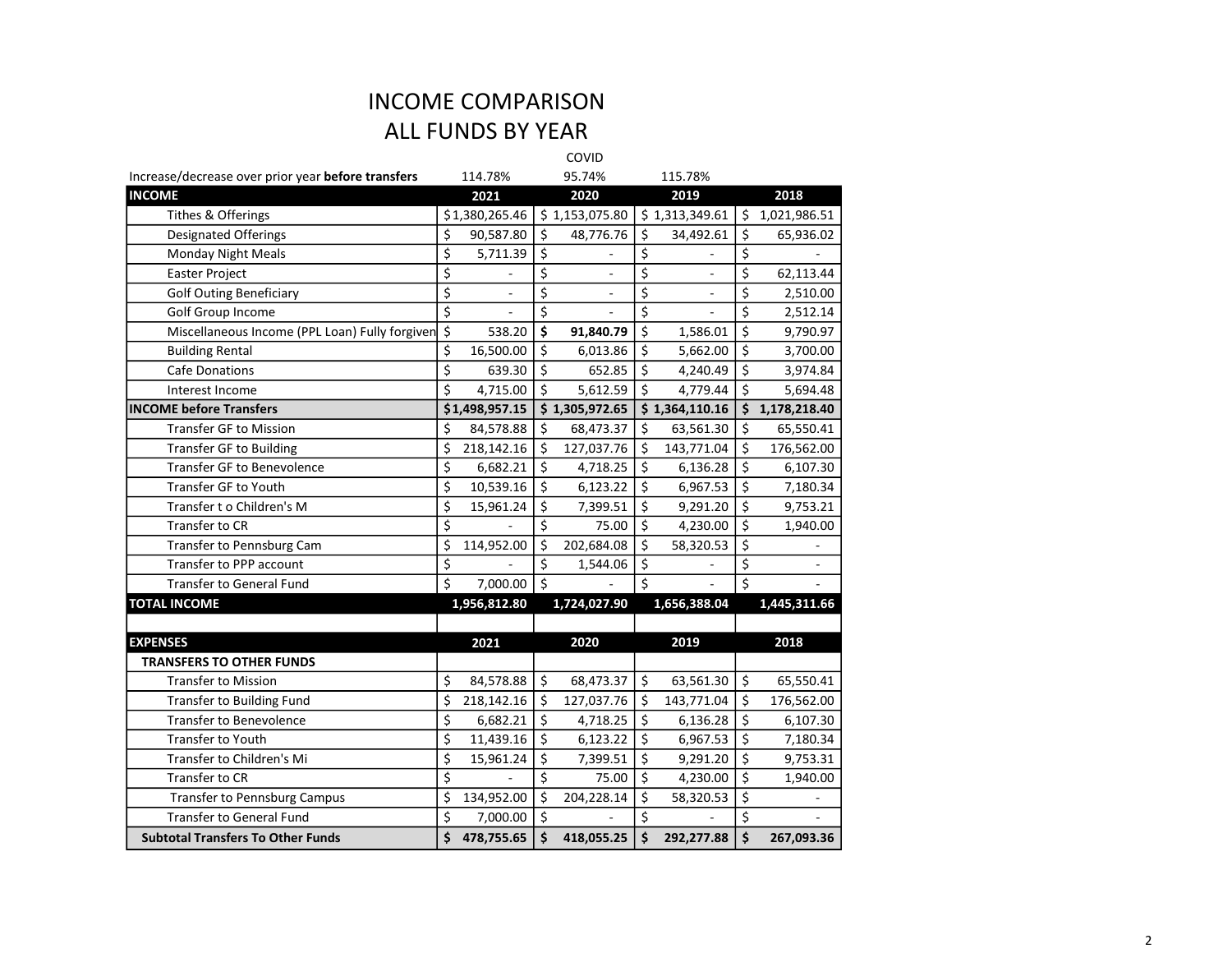# INCOME COMPARISON
# ALL FUNDS BY YEAR

| | | COVID | | |
|---|---|---|---|---|
| Increase/decrease over prior year **before transfers** | 114.78% | 95.74% | 115.78% | |
| **INCOME** | **2021** | **2020** | **2019** | **2018** |
| Tithes & Offerings | $1,380,265.46 | $ 1,153,075.80 | $ 1,313,349.61 | $ 1,021,986.51 |
| Designated Offerings | $ 90,587.80 | $ 48,776.76 | $ 34,492.61 | $ 65,936.02 |
| Monday Night Meals | $ 5,711.39 | $ - | $ - | $ - |
| Easter Project | $ - | $ - | $ - | $ 62,113.44 |
| Golf Outing Beneficiary | $ - | $ - | $ - | $ 2,510.00 |
| Golf Group Income | $ - | $ - | $ - | $ 2,512.14 |
| Miscellaneous Income (PPL Loan) Fully forgiven | $ 538.20 | **$ 91,840.79** | $ 1,586.01 | $ 9,790.97 |
| Building Rental | $ 16,500.00 | $ 6,013.86 | $ 5,662.00 | $ 3,700.00 |
| Cafe Donations | $ 639.30 | $ 652.85 | $ 4,240.49 | $ 3,974.84 |
| Interest Income | $ 4,715.00 | $ 5,612.59 | $ 4,779.44 | $ 5,694.48 |
| **INCOME before Transfers** | **$1,498,957.15** | **$ 1,305,972.65** | **$ 1,364,110.16** | **$ 1,178,218.40** |
| Transfer GF to Mission | $ 84,578.88 | $ 68,473.37 | $ 63,561.30 | $ 65,550.41 |
| Transfer GF to Building | $ 218,142.16 | $ 127,037.76 | $ 143,771.04 | $ 176,562.00 |
| Transfer GF to Benevolence | $ 6,682.21 | $ 4,718.25 | $ 6,136.28 | $ 6,107.30 |
| Transfer GF to Youth | $ 10,539.16 | $ 6,123.22 | $ 6,967.53 | $ 7,180.34 |
| Transfer t o Children's M | $ 15,961.24 | $ 7,399.51 | $ 9,291.20 | $ 9,753.21 |
| Transfer to CR | $ - | $ 75.00 | $ 4,230.00 | $ 1,940.00 |
| Transfer to Pennsburg Cam | $ 114,952.00 | $ 202,684.08 | $ 58,320.53 | $ - |
| Transfer to PPP account | $ - | $ 1,544.06 | $ - | $ - |
| Transfer to General Fund | $ 7,000.00 | $ - | $ - | $ - |
| **TOTAL INCOME** | **1,956,812.80** | **1,724,027.90** | **1,656,388.04** | **1,445,311.66** |
| | | | | |
| **EXPENSES** | **2021** | **2020** | **2019** | **2018** |
| **TRANSFERS TO OTHER FUNDS** | | | | |
| Transfer to Mission | $ 84,578.88 | $ 68,473.37 | $ 63,561.30 | $ 65,550.41 |
| Transfer to Building Fund | $ 218,142.16 | $ 127,037.76 | $ 143,771.04 | $ 176,562.00 |
| Transfer to Benevolence | $ 6,682.21 | $ 4,718.25 | $ 6,136.28 | $ 6,107.30 |
| Transfer to Youth | $ 11,439.16 | $ 6,123.22 | $ 6,967.53 | $ 7,180.34 |
| Transfer to Children's Mi | $ 15,961.24 | $ 7,399.51 | $ 9,291.20 | $ 9,753.31 |
| Transfer to CR | $ - | $ 75.00 | $ 4,230.00 | $ 1,940.00 |
| Transfer to Pennsburg Campus | $ 134,952.00 | $ 204,228.14 | $ 58,320.53 | $ - |
| Transfer to General Fund | $ 7,000.00 | $ - | $ - | $ - |
| **Subtotal Transfers To Other Funds** | **$ 478,755.65** | **$ 418,055.25** | **$ 292,277.88** | **$ 267,093.36** |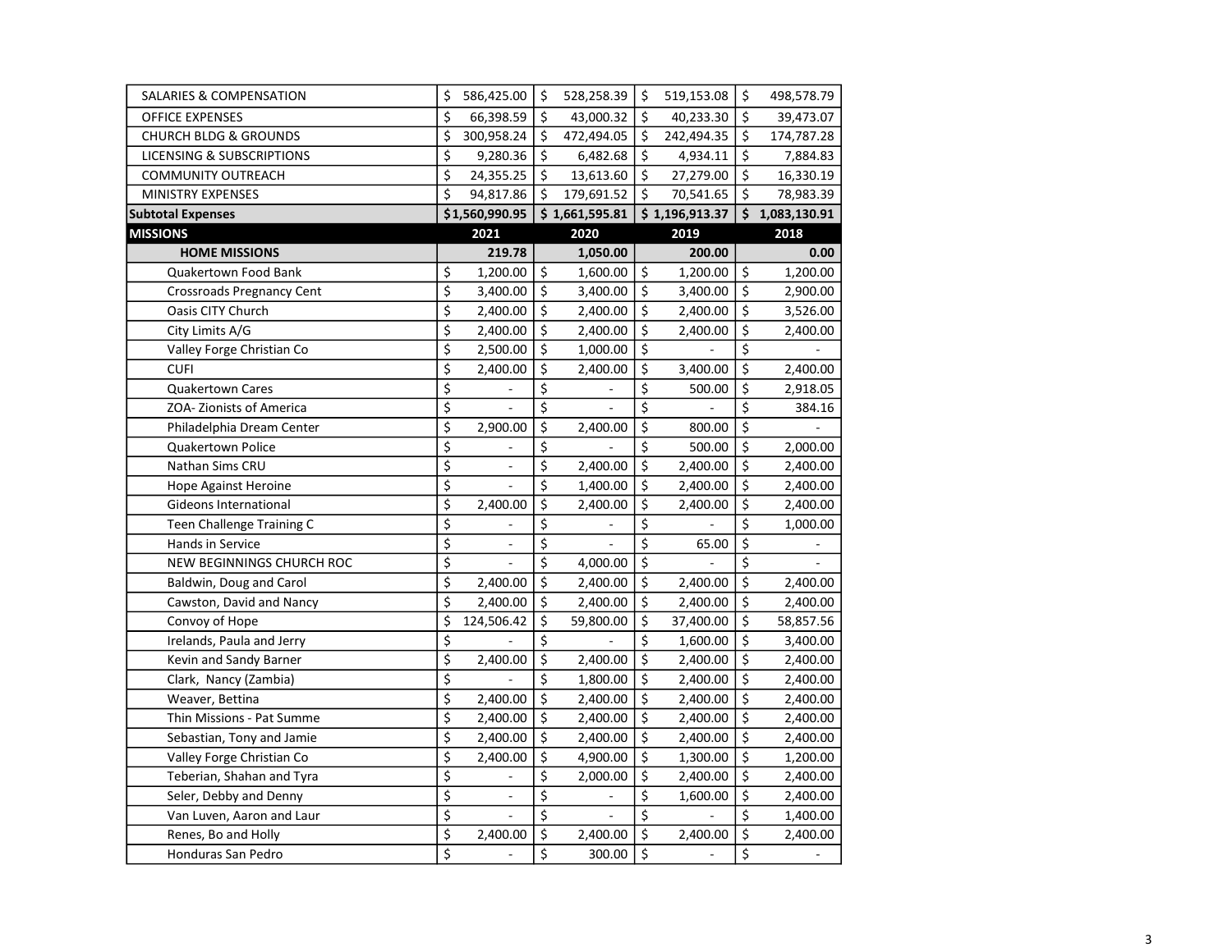| | 2021 | 2020 | 2019 | 2018 |
|---|---|---|---|---|
| SALARIES & COMPENSATION | $ 586,425.00 | $ 528,258.39 | $ 519,153.08 | $ 498,578.79 |
| OFFICE EXPENSES | $ 66,398.59 | $ 43,000.32 | $ 40,233.30 | $ 39,473.07 |
| CHURCH BLDG & GROUNDS | $ 300,958.24 | $ 472,494.05 | $ 242,494.35 | $ 174,787.28 |
| LICENSING & SUBSCRIPTIONS | $ 9,280.36 | $ 6,482.68 | $ 4,934.11 | $ 7,884.83 |
| COMMUNITY OUTREACH | $ 24,355.25 | $ 13,613.60 | $ 27,279.00 | $ 16,330.19 |
| MINISTRY EXPENSES | $ 94,817.86 | $ 179,691.52 | $ 70,541.65 | $ 78,983.39 |
| **Subtotal Expenses** | **$1,560,990.95** | **$ 1,661,595.81** | **$ 1,196,913.37** | **$ 1,083,130.91** |
| **MISSIONS** | **2021** | **2020** | **2019** | **2018** |
| **HOME MISSIONS** | **219.78** | **1,050.00** | **200.00** | **0.00** |
| Quakertown Food Bank | $ 1,200.00 | $ 1,600.00 | $ 1,200.00 | $ 1,200.00 |
| Crossroads Pregnancy Cent | $ 3,400.00 | $ 3,400.00 | $ 3,400.00 | $ 2,900.00 |
| Oasis CITY Church | $ 2,400.00 | $ 2,400.00 | $ 2,400.00 | $ 3,526.00 |
| City Limits A/G | $ 2,400.00 | $ 2,400.00 | $ 2,400.00 | $ 2,400.00 |
| Valley Forge Christian Co | $ 2,500.00 | $ 1,000.00 | $ - | $ - |
| CUFI | $ 2,400.00 | $ 2,400.00 | $ 3,400.00 | $ 2,400.00 |
| Quakertown Cares | $ - | $ - | $ 500.00 | $ 2,918.05 |
| ZOA- Zionists of America | $ - | $ - | $ - | $ 384.16 |
| Philadelphia Dream Center | $ 2,900.00 | $ 2,400.00 | $ 800.00 | $ - |
| Quakertown Police | $ - | $ - | $ 500.00 | $ 2,000.00 |
| Nathan Sims CRU | $ - | $ 2,400.00 | $ 2,400.00 | $ 2,400.00 |
| Hope Against Heroine | $ - | $ 1,400.00 | $ 2,400.00 | $ 2,400.00 |
| Gideons International | $ 2,400.00 | $ 2,400.00 | $ 2,400.00 | $ 2,400.00 |
| Teen Challenge Training C | $ - | $ - | $ - | $ 1,000.00 |
| Hands in Service | $ - | $ - | $ 65.00 | $ - |
| NEW BEGINNINGS CHURCH ROC | $ - | $ 4,000.00 | $ - | $ - |
| Baldwin, Doug and Carol | $ 2,400.00 | $ 2,400.00 | $ 2,400.00 | $ 2,400.00 |
| Cawston, David and Nancy | $ 2,400.00 | $ 2,400.00 | $ 2,400.00 | $ 2,400.00 |
| Convoy of Hope | $ 124,506.42 | $ 59,800.00 | $ 37,400.00 | $ 58,857.56 |
| Irelands, Paula and Jerry | $ - | $ - | $ 1,600.00 | $ 3,400.00 |
| Kevin and Sandy Barner | $ 2,400.00 | $ 2,400.00 | $ 2,400.00 | $ 2,400.00 |
| Clark, Nancy (Zambia) | $ - | $ 1,800.00 | $ 2,400.00 | $ 2,400.00 |
| Weaver, Bettina | $ 2,400.00 | $ 2,400.00 | $ 2,400.00 | $ 2,400.00 |
| Thin Missions - Pat Summe | $ 2,400.00 | $ 2,400.00 | $ 2,400.00 | $ 2,400.00 |
| Sebastian, Tony and Jamie | $ 2,400.00 | $ 2,400.00 | $ 2,400.00 | $ 2,400.00 |
| Valley Forge Christian Co | $ 2,400.00 | $ 4,900.00 | $ 1,300.00 | $ 1,200.00 |
| Teberian, Shahan and Tyra | $ - | $ 2,000.00 | $ 2,400.00 | $ 2,400.00 |
| Seler, Debby and Denny | $ - | $ - | $ 1,600.00 | $ 2,400.00 |
| Van Luven, Aaron and Laur | $ - | $ - | $ - | $ 1,400.00 |
| Renes, Bo and Holly | $ 2,400.00 | $ 2,400.00 | $ 2,400.00 | $ 2,400.00 |
| Honduras San Pedro | $ - | $ 300.00 | $ - | $ - |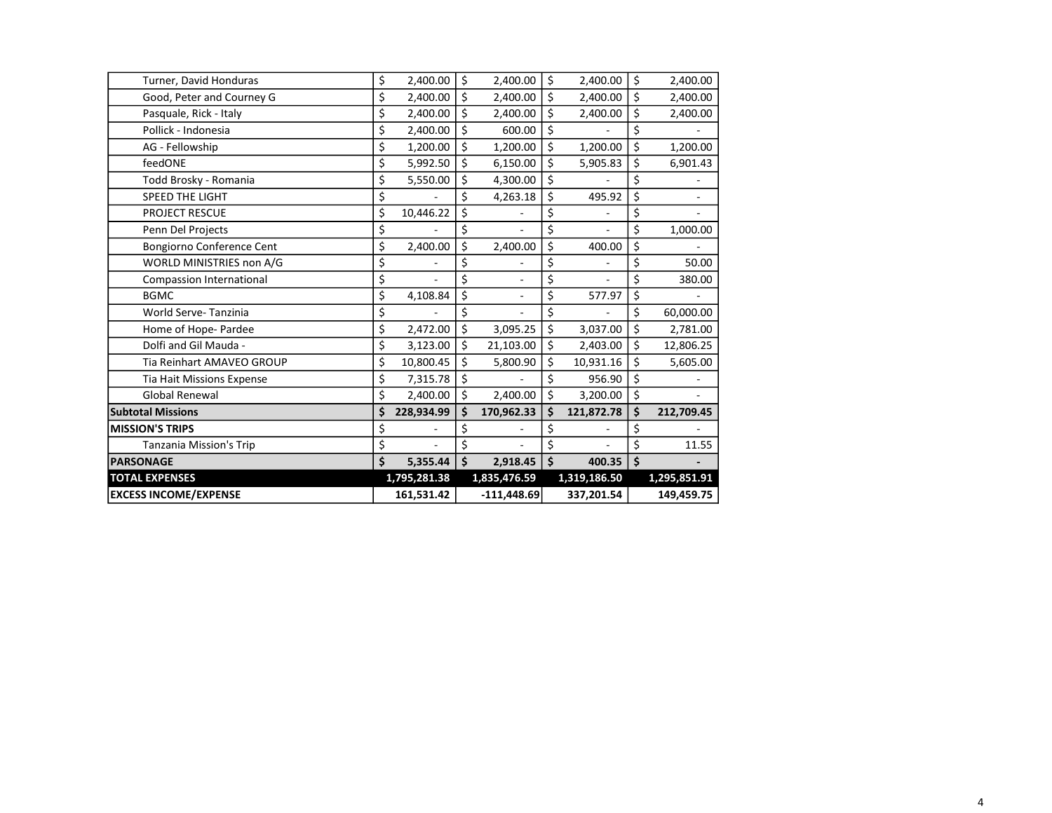| | | | | |
|---|---|---|---|---|
| Turner, David Honduras | $ 2,400.00 | $ 2,400.00 | $ 2,400.00 | $ 2,400.00 |
| Good, Peter and Courney G | $ 2,400.00 | $ 2,400.00 | $ 2,400.00 | $ 2,400.00 |
| Pasquale, Rick - Italy | $ 2,400.00 | $ 2,400.00 | $ 2,400.00 | $ 2,400.00 |
| Pollick - Indonesia | $ 2,400.00 | $ 600.00 | $ - | $ - |
| AG - Fellowship | $ 1,200.00 | $ 1,200.00 | $ 1,200.00 | $ 1,200.00 |
| feedONE | $ 5,992.50 | $ 6,150.00 | $ 5,905.83 | $ 6,901.43 |
| Todd Brosky - Romania | $ 5,550.00 | $ 4,300.00 | $ - | $ - |
| SPEED THE LIGHT | $ - | $ 4,263.18 | $ 495.92 | $ - |
| PROJECT RESCUE | $ 10,446.22 | $ - | $ - | $ - |
| Penn Del Projects | $ - | $ - | $ - | $ 1,000.00 |
| Bongiorno Conference Cent | $ 2,400.00 | $ 2,400.00 | $ 400.00 | $ - |
| WORLD MINISTRIES non A/G | $ - | $ - | $ - | $ 50.00 |
| Compassion International | $ - | $ - | $ - | $ 380.00 |
| BGMC | $ 4,108.84 | $ - | $ 577.97 | $ - |
| World Serve- Tanzinia | $ - | $ - | $ - | $ 60,000.00 |
| Home of Hope- Pardee | $ 2,472.00 | $ 3,095.25 | $ 3,037.00 | $ 2,781.00 |
| Dolfi and Gil Mauda - | $ 3,123.00 | $ 21,103.00 | $ 2,403.00 | $ 12,806.25 |
| Tia Reinhart AMAVEO GROUP | $ 10,800.45 | $ 5,800.90 | $ 10,931.16 | $ 5,605.00 |
| Tia Hait Missions Expense | $ 7,315.78 | $ - | $ 956.90 | $ - |
| Global Renewal | $ 2,400.00 | $ 2,400.00 | $ 3,200.00 | $ - |
| **Subtotal Missions** | **$ 228,934.99** | **$ 170,962.33** | **$ 121,872.78** | **$ 212,709.45** |
| **MISSION'S TRIPS** | $ - | $ - | $ - | $ - |
| Tanzania Mission's Trip | $ - | $ - | $ - | $ 11.55 |
| **PARSONAGE** | **$ 5,355.44** | **$ 2,918.45** | **$ 400.35** | **$ -** |
| **TOTAL EXPENSES** | **1,795,281.38** | **1,835,476.59** | **1,319,186.50** | **1,295,851.91** |
| **EXCESS INCOME/EXPENSE** | **161,531.42** | **-111,448.69** | **337,201.54** | **149,459.75** |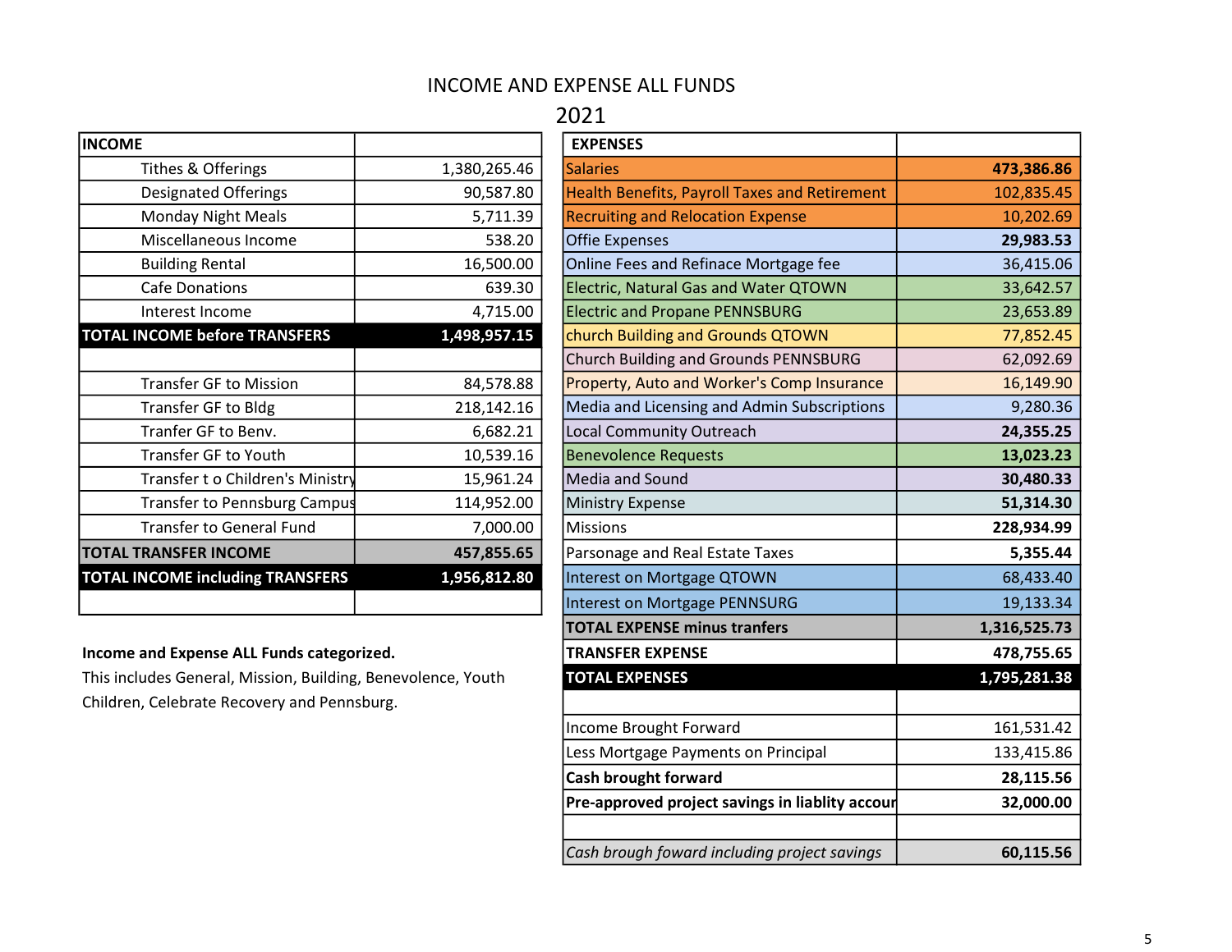# INCOME AND EXPENSE ALL FUNDS

## 2021

| INCOME | |
|---|---|
| Tithes & Offerings | 1,380,265.46 |
| Designated Offerings | 90,587.80 |
| Monday Night Meals | 5,711.39 |
| Miscellaneous Income | 538.20 |
| Building Rental | 16,500.00 |
| Cafe Donations | 639.30 |
| Interest Income | 4,715.00 |
| **TOTAL INCOME before TRANSFERS** | **1,498,957.15** |
| | |
| Transfer GF to Mission | 84,578.88 |
| Transfer GF to Bldg | 218,142.16 |
| Tranfer GF to Benv. | 6,682.21 |
| Transfer GF to Youth | 10,539.16 |
| Transfer t o Children's Ministry | 15,961.24 |
| Transfer to Pennsburg Campus | 114,952.00 |
| Transfer to General Fund | 7,000.00 |
| **TOTAL TRANSFER INCOME** | **457,855.65** |
| **TOTAL INCOME including TRANSFERS** | **1,956,812.80** |
| | |

**Income and Expense ALL Funds categorized.**

This includes General, Mission, Building, Benevolence, Youth Children, Celebrate Recovery and Pennsburg.

| EXPENSES | |
|---|---|
| Salaries | **473,386.86** |
| Health Benefits, Payroll Taxes and Retirement | 102,835.45 |
| Recruiting and Relocation Expense | 10,202.69 |
| Offie Expenses | **29,983.53** |
| Online Fees and Refinace Mortgage fee | 36,415.06 |
| Electric, Natural Gas and Water QTOWN | 33,642.57 |
| Electric and Propane PENNSBURG | 23,653.89 |
| church Building and Grounds QTOWN | 77,852.45 |
| Church Building and Grounds PENNSBURG | 62,092.69 |
| Property, Auto and Worker's Comp Insurance | 16,149.90 |
| Media and Licensing and Admin Subscriptions | 9,280.36 |
| Local Community Outreach | **24,355.25** |
| Benevolence Requests | **13,023.23** |
| Media and Sound | **30,480.33** |
| Ministry Expense | **51,314.30** |
| Missions | **228,934.99** |
| Parsonage and Real Estate Taxes | **5,355.44** |
| Interest on Mortgage QTOWN | 68,433.40 |
| Interest on Mortgage PENNSURG | 19,133.34 |
| **TOTAL EXPENSE minus tranfers** | **1,316,525.73** |
| **TRANSFER EXPENSE** | **478,755.65** |
| **TOTAL EXPENSES** | **1,795,281.38** |
| | |
| Income Brought Forward | 161,531.42 |
| Less Mortgage Payments on Principal | 133,415.86 |
| **Cash brought forward** | **28,115.56** |
| **Pre-approved project savings in liablity accour** | **32,000.00** |
| | |
| *Cash brough foward including project savings* | **60,115.56** |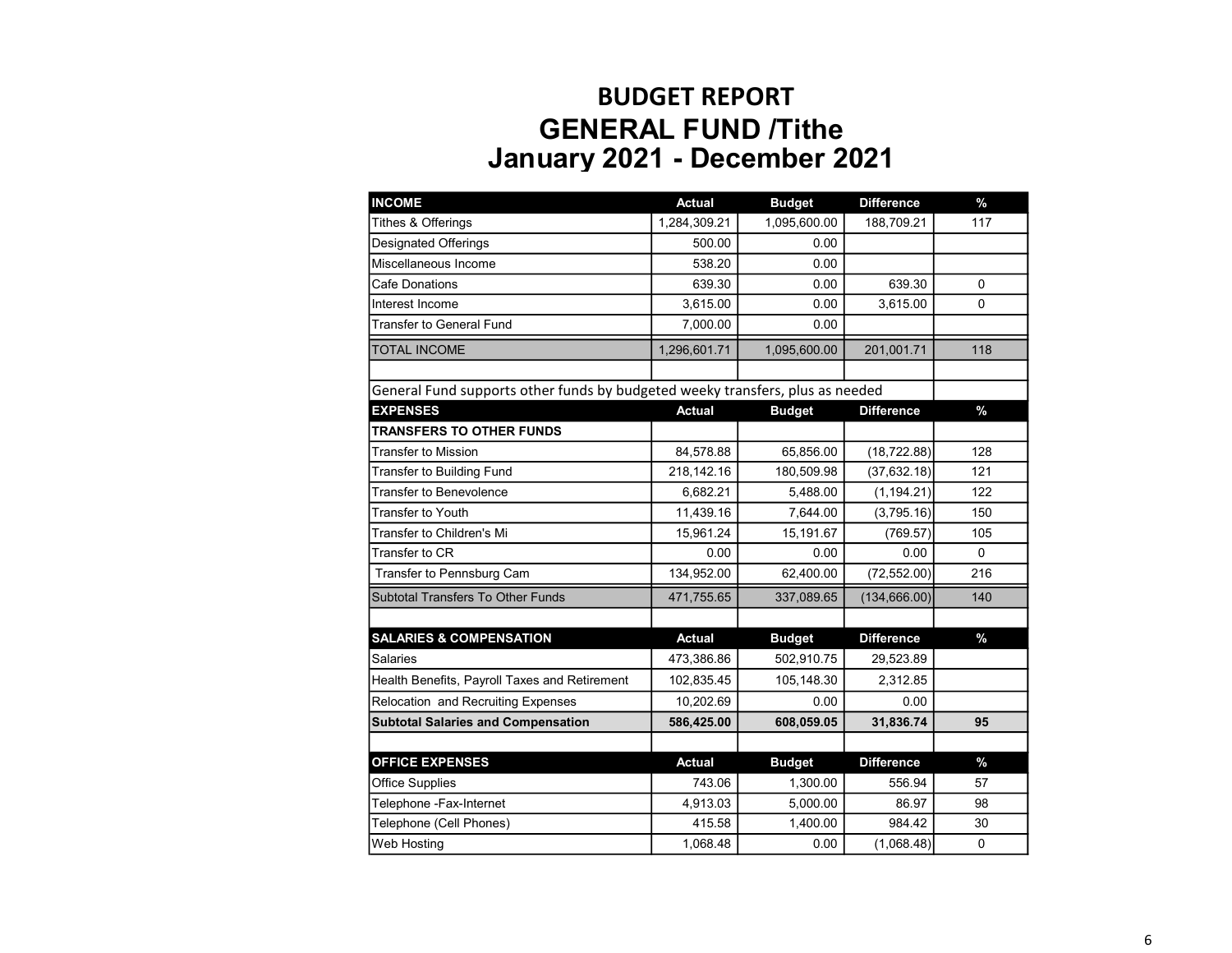# BUDGET REPORT

## GENERAL FUND /Tithe

## January 2021 - December 2021

| INCOME | Actual | Budget | Difference | % |
|---|---|---|---|---|
| Tithes & Offerings | 1,284,309.21 | 1,095,600.00 | 188,709.21 | 117 |
| Designated Offerings | 500.00 | 0.00 | | |
| Miscellaneous Income | 538.20 | 0.00 | | |
| Cafe Donations | 639.30 | 0.00 | 639.30 | 0 |
| Interest Income | 3,615.00 | 0.00 | 3,615.00 | 0 |
| Transfer to General Fund | 7,000.00 | 0.00 | | |
| TOTAL INCOME | 1,296,601.71 | 1,095,600.00 | 201,001.71 | 118 |

General Fund supports other funds by budgeted weeky transfers, plus as needed

| EXPENSES | Actual | Budget | Difference | % |
|---|---|---|---|---|
| **TRANSFERS TO OTHER FUNDS** | | | | |
| Transfer to Mission | 84,578.88 | 65,856.00 | (18,722.88) | 128 |
| Transfer to Building Fund | 218,142.16 | 180,509.98 | (37,632.18) | 121 |
| Transfer to Benevolence | 6,682.21 | 5,488.00 | (1,194.21) | 122 |
| Transfer to Youth | 11,439.16 | 7,644.00 | (3,795.16) | 150 |
| Transfer to Children's Mi | 15,961.24 | 15,191.67 | (769.57) | 105 |
| Transfer to CR | 0.00 | 0.00 | 0.00 | 0 |
| Transfer to Pennsburg Cam | 134,952.00 | 62,400.00 | (72,552.00) | 216 |
| Subtotal Transfers To Other Funds | 471,755.65 | 337,089.65 | (134,666.00) | 140 |

| SALARIES & COMPENSATION | Actual | Budget | Difference | % |
|---|---|---|---|---|
| Salaries | 473,386.86 | 502,910.75 | 29,523.89 | |
| Health Benefits, Payroll Taxes and Retirement | 102,835.45 | 105,148.30 | 2,312.85 | |
| Relocation and Recruiting Expenses | 10,202.69 | 0.00 | 0.00 | |
| **Subtotal Salaries and Compensation** | **586,425.00** | **608,059.05** | **31,836.74** | **95** |

| OFFICE EXPENSES | Actual | Budget | Difference | % |
|---|---|---|---|---|
| Office Supplies | 743.06 | 1,300.00 | 556.94 | 57 |
| Telephone -Fax-Internet | 4,913.03 | 5,000.00 | 86.97 | 98 |
| Telephone (Cell Phones) | 415.58 | 1,400.00 | 984.42 | 30 |
| Web Hosting | 1,068.48 | 0.00 | (1,068.48) | 0 |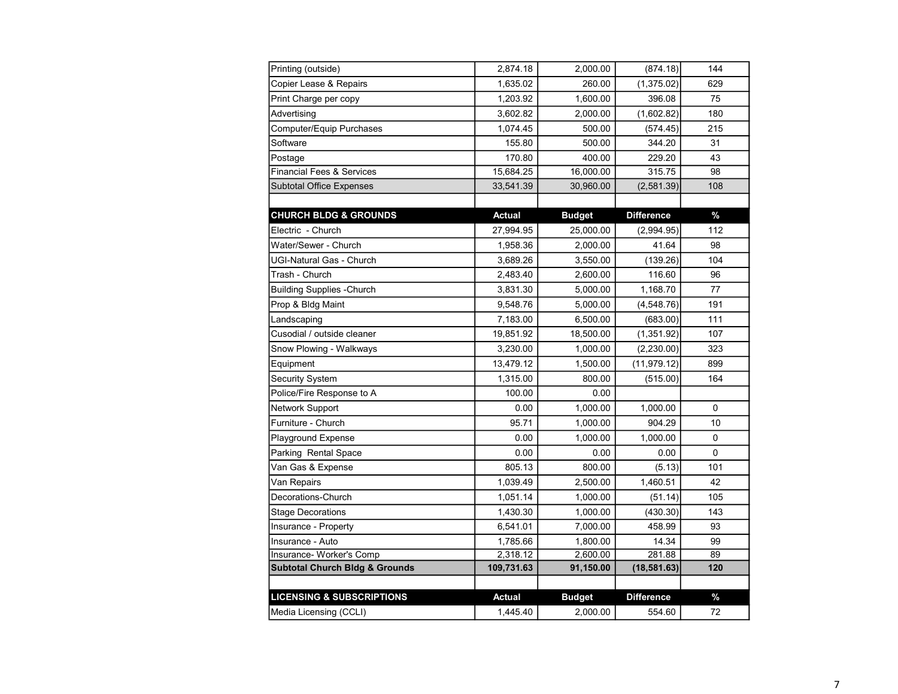| Printing (outside) | 2,874.18 | 2,000.00 | (874.18) | 144 |
|---|---|---|---|---|
| Copier Lease & Repairs | 1,635.02 | 260.00 | (1,375.02) | 629 |
| Print Charge per copy | 1,203.92 | 1,600.00 | 396.08 | 75 |
| Advertising | 3,602.82 | 2,000.00 | (1,602.82) | 180 |
| Computer/Equip Purchases | 1,074.45 | 500.00 | (574.45) | 215 |
| Software | 155.80 | 500.00 | 344.20 | 31 |
| Postage | 170.80 | 400.00 | 229.20 | 43 |
| Financial Fees & Services | 15,684.25 | 16,000.00 | 315.75 | 98 |
| Subtotal Office Expenses | 33,541.39 | 30,960.00 | (2,581.39) | 108 |

| **CHURCH BLDG & GROUNDS** | **Actual** | **Budget** | **Difference** | **%** |
|---|---|---|---|---|
| Electric - Church | 27,994.95 | 25,000.00 | (2,994.95) | 112 |
| Water/Sewer - Church | 1,958.36 | 2,000.00 | 41.64 | 98 |
| UGI-Natural Gas - Church | 3,689.26 | 3,550.00 | (139.26) | 104 |
| Trash - Church | 2,483.40 | 2,600.00 | 116.60 | 96 |
| Building Supplies -Church | 3,831.30 | 5,000.00 | 1,168.70 | 77 |
| Prop & Bldg Maint | 9,548.76 | 5,000.00 | (4,548.76) | 191 |
| Landscaping | 7,183.00 | 6,500.00 | (683.00) | 111 |
| Cusodial / outside cleaner | 19,851.92 | 18,500.00 | (1,351.92) | 107 |
| Snow Plowing - Walkways | 3,230.00 | 1,000.00 | (2,230.00) | 323 |
| Equipment | 13,479.12 | 1,500.00 | (11,979.12) | 899 |
| Security System | 1,315.00 | 800.00 | (515.00) | 164 |
| Police/Fire Response to A | 100.00 | 0.00 | | |
| Network Support | 0.00 | 1,000.00 | 1,000.00 | 0 |
| Furniture - Church | 95.71 | 1,000.00 | 904.29 | 10 |
| Playground Expense | 0.00 | 1,000.00 | 1,000.00 | 0 |
| Parking Rental Space | 0.00 | 0.00 | 0.00 | 0 |
| Van Gas & Expense | 805.13 | 800.00 | (5.13) | 101 |
| Van Repairs | 1,039.49 | 2,500.00 | 1,460.51 | 42 |
| Decorations-Church | 1,051.14 | 1,000.00 | (51.14) | 105 |
| Stage Decorations | 1,430.30 | 1,000.00 | (430.30) | 143 |
| Insurance - Property | 6,541.01 | 7,000.00 | 458.99 | 93 |
| Insurance - Auto | 1,785.66 | 1,800.00 | 14.34 | 99 |
| Insurance- Worker's Comp | 2,318.12 | 2,600.00 | 281.88 | 89 |
| **Subtotal Church Bldg & Grounds** | **109,731.63** | **91,150.00** | **(18,581.63)** | **120** |

| **LICENSING & SUBSCRIPTIONS** | **Actual** | **Budget** | **Difference** | **%** |
|---|---|---|---|---|
| Media Licensing (CCLI) | 1,445.40 | 2,000.00 | 554.60 | 72 |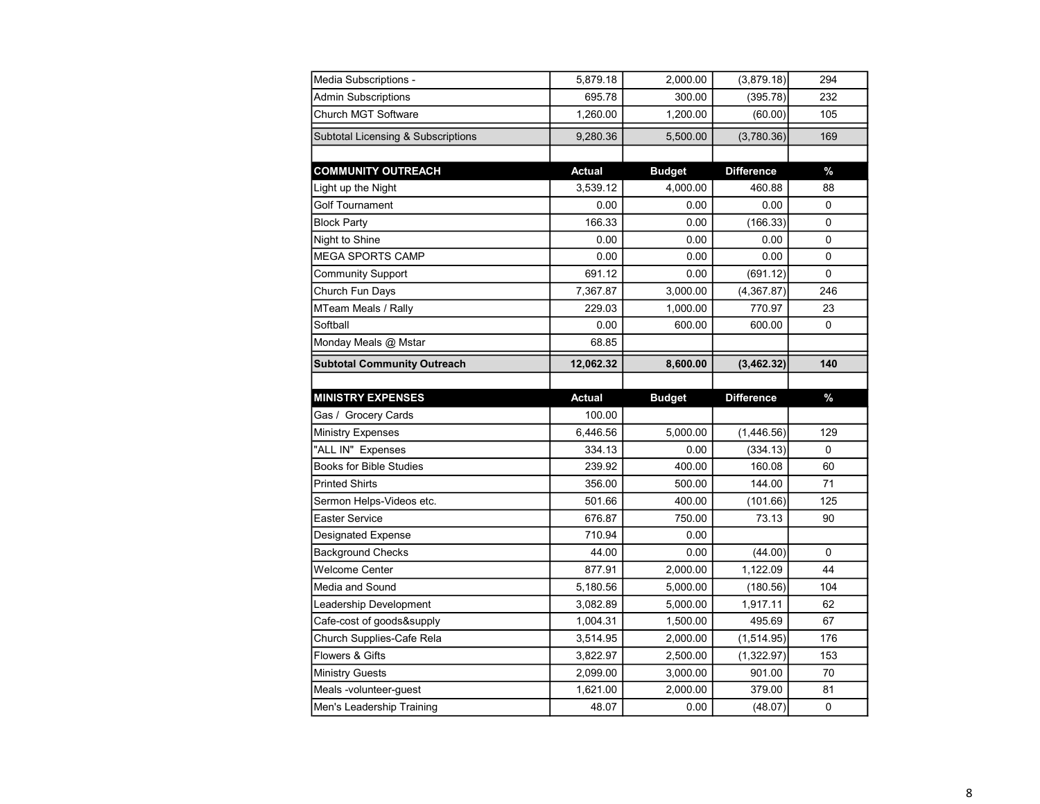| | | | | |
|---|---|---|---|---|
| Media Subscriptions - | 5,879.18 | 2,000.00 | (3,879.18) | 294 |
| Admin Subscriptions | 695.78 | 300.00 | (395.78) | 232 |
| Church MGT Software | 1,260.00 | 1,200.00 | (60.00) | 105 |
| Subtotal Licensing & Subscriptions | 9,280.36 | 5,500.00 | (3,780.36) | 169 |

| COMMUNITY OUTREACH | Actual | Budget | Difference | % |
|---|---|---|---|---|
| Light up the Night | 3,539.12 | 4,000.00 | 460.88 | 88 |
| Golf Tournament | 0.00 | 0.00 | 0.00 | 0 |
| Block Party | 166.33 | 0.00 | (166.33) | 0 |
| Night to Shine | 0.00 | 0.00 | 0.00 | 0 |
| MEGA SPORTS CAMP | 0.00 | 0.00 | 0.00 | 0 |
| Community Support | 691.12 | 0.00 | (691.12) | 0 |
| Church Fun Days | 7,367.87 | 3,000.00 | (4,367.87) | 246 |
| MTeam Meals / Rally | 229.03 | 1,000.00 | 770.97 | 23 |
| Softball | 0.00 | 600.00 | 600.00 | 0 |
| Monday Meals @ Mstar | 68.85 | | | |
| **Subtotal Community Outreach** | **12,062.32** | **8,600.00** | **(3,462.32)** | **140** |

| MINISTRY EXPENSES | Actual | Budget | Difference | % |
|---|---|---|---|---|
| Gas / Grocery Cards | 100.00 | | | |
| Ministry Expenses | 6,446.56 | 5,000.00 | (1,446.56) | 129 |
| "ALL IN" Expenses | 334.13 | 0.00 | (334.13) | 0 |
| Books for Bible Studies | 239.92 | 400.00 | 160.08 | 60 |
| Printed Shirts | 356.00 | 500.00 | 144.00 | 71 |
| Sermon Helps-Videos etc. | 501.66 | 400.00 | (101.66) | 125 |
| Easter Service | 676.87 | 750.00 | 73.13 | 90 |
| Designated Expense | 710.94 | 0.00 | | |
| Background Checks | 44.00 | 0.00 | (44.00) | 0 |
| Welcome Center | 877.91 | 2,000.00 | 1,122.09 | 44 |
| Media and Sound | 5,180.56 | 5,000.00 | (180.56) | 104 |
| Leadership Development | 3,082.89 | 5,000.00 | 1,917.11 | 62 |
| Cafe-cost of goods&supply | 1,004.31 | 1,500.00 | 495.69 | 67 |
| Church Supplies-Cafe Rela | 3,514.95 | 2,000.00 | (1,514.95) | 176 |
| Flowers & Gifts | 3,822.97 | 2,500.00 | (1,322.97) | 153 |
| Ministry Guests | 2,099.00 | 3,000.00 | 901.00 | 70 |
| Meals -volunteer-guest | 1,621.00 | 2,000.00 | 379.00 | 81 |
| Men's Leadership Training | 48.07 | 0.00 | (48.07) | 0 |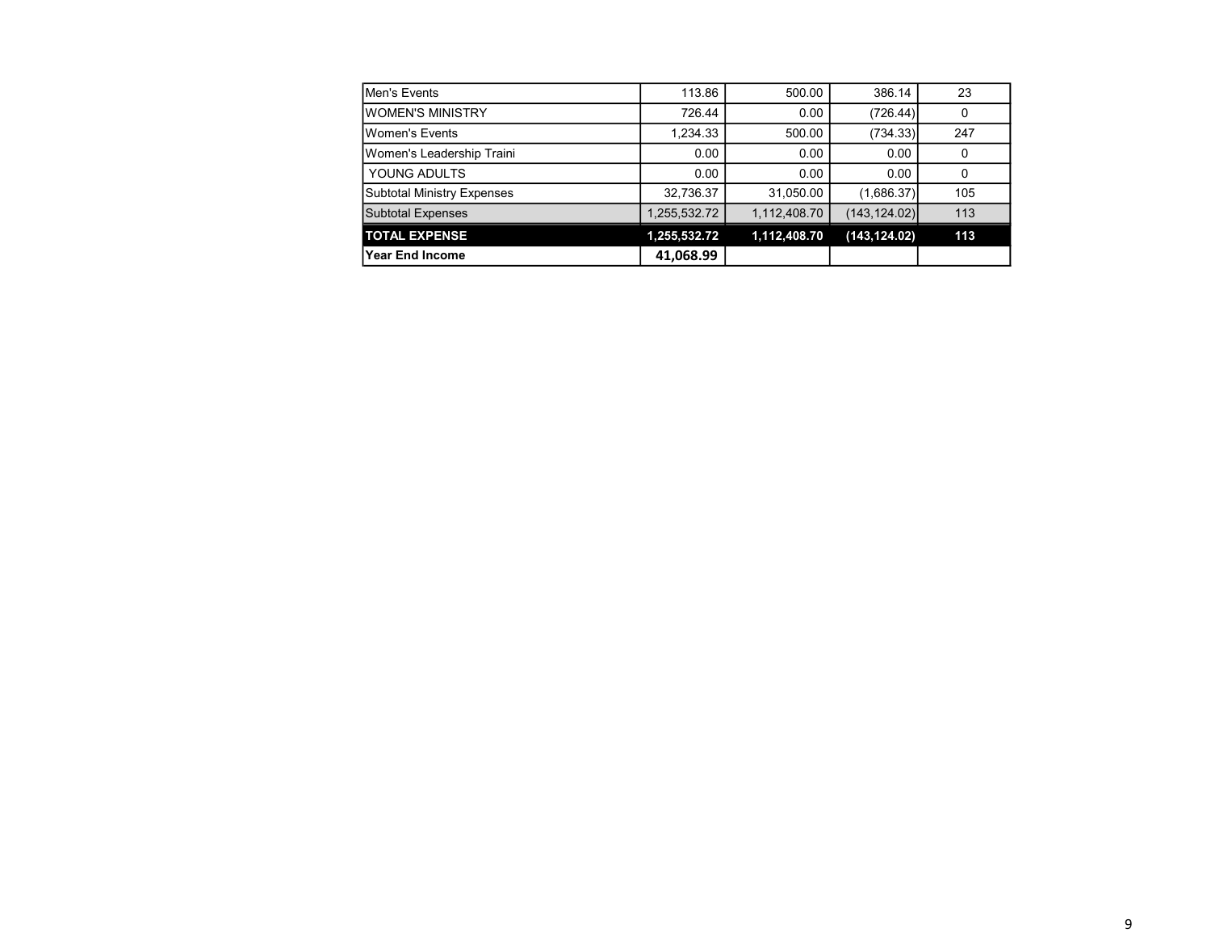| | | | | |
|---|---|---|---|---|
| Men's Events | 113.86 | 500.00 | 386.14 | 23 |
| WOMEN'S MINISTRY | 726.44 | 0.00 | (726.44) | 0 |
| Women's Events | 1,234.33 | 500.00 | (734.33) | 247 |
| Women's Leadership Traini | 0.00 | 0.00 | 0.00 | 0 |
| YOUNG ADULTS | 0.00 | 0.00 | 0.00 | 0 |
| Subtotal Ministry Expenses | 32,736.37 | 31,050.00 | (1,686.37) | 105 |
| Subtotal Expenses | 1,255,532.72 | 1,112,408.70 | (143,124.02) | 113 |
| **TOTAL EXPENSE** | **1,255,532.72** | **1,112,408.70** | **(143,124.02)** | **113** |
| **Year End Income** | **41,068.99** | | | |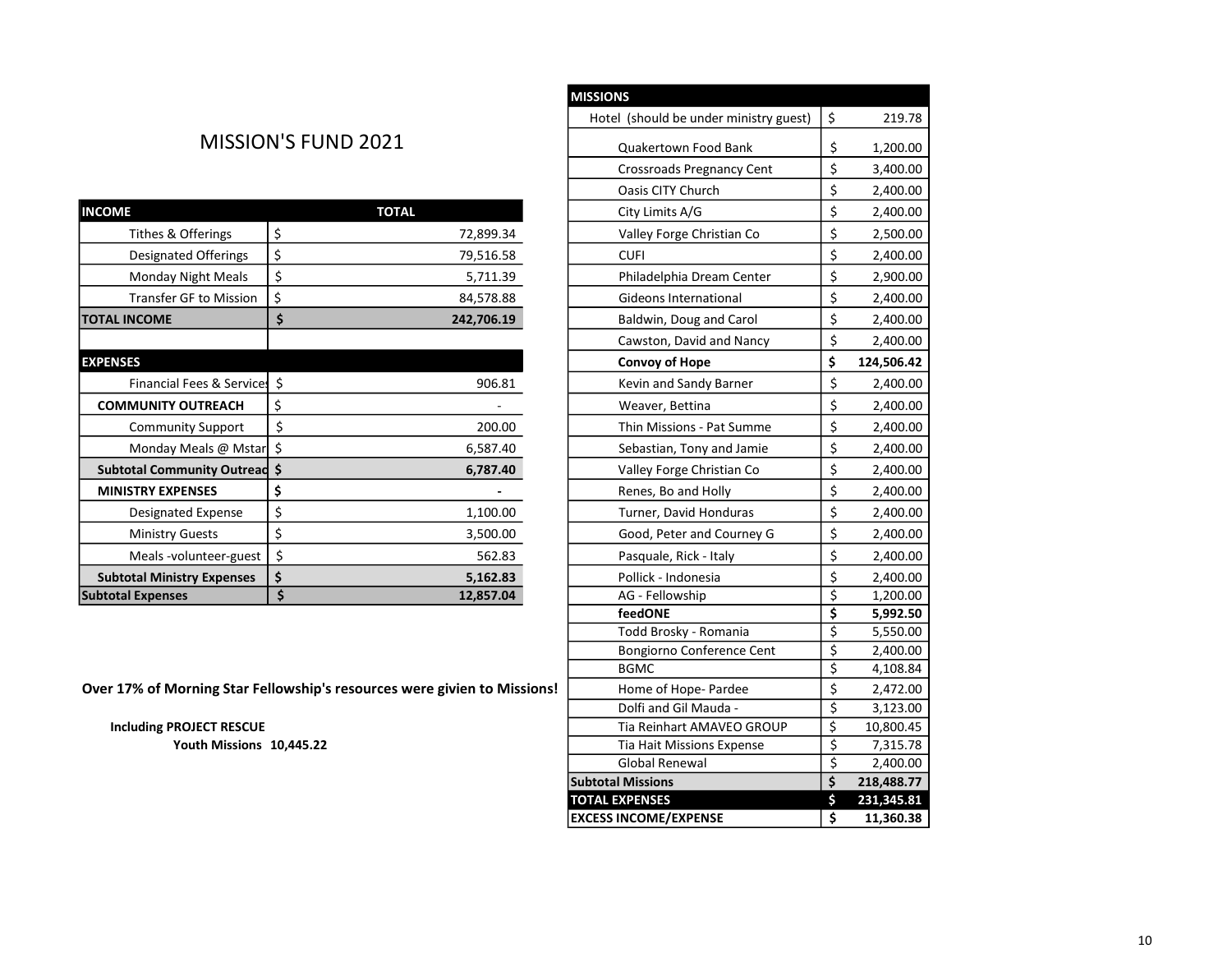# MISSION'S FUND 2021

| INCOME | TOTAL |
|---|---|
| Tithes & Offerings | $ 72,899.34 |
| Designated Offerings | $ 79,516.58 |
| Monday Night Meals | $ 5,711.39 |
| Transfer GF to Mission | $ 84,578.88 |
| **TOTAL INCOME** | **$ 242,706.19** |
| | |
| **EXPENSES** | |
| Financial Fees & Services | $ 906.81 |
| **COMMUNITY OUTREACH** | $ - |
| Community Support | $ 200.00 |
| Monday Meals @ Mstar | $ 6,587.40 |
| **Subtotal Community Outreach** | **$ 6,787.40** |
| **MINISTRY EXPENSES** | **$ -** |
| Designated Expense | $ 1,100.00 |
| Ministry Guests | $ 3,500.00 |
| Meals -volunteer-guest | $ 562.83 |
| **Subtotal Ministry Expenses** | **$ 5,162.83** |
| **Subtotal Expenses** | **$ 12,857.04** |

**Over 17% of Morning Star Fellowship's resources were givien to Missions!**

**Including PROJECT RESCUE**

**Youth Missions 10,445.22**

| MISSIONS | |
|---|---|
| Hotel (should be under ministry guest) | $ 219.78 |
| Quakertown Food Bank | $ 1,200.00 |
| Crossroads Pregnancy Cent | $ 3,400.00 |
| Oasis CITY Church | $ 2,400.00 |
| City Limits A/G | $ 2,400.00 |
| Valley Forge Christian Co | $ 2,500.00 |
| CUFI | $ 2,400.00 |
| Philadelphia Dream Center | $ 2,900.00 |
| Gideons International | $ 2,400.00 |
| Baldwin, Doug and Carol | $ 2,400.00 |
| Cawston, David and Nancy | $ 2,400.00 |
| **Convoy of Hope** | **$ 124,506.42** |
| Kevin and Sandy Barner | $ 2,400.00 |
| Weaver, Bettina | $ 2,400.00 |
| Thin Missions - Pat Summe | $ 2,400.00 |
| Sebastian, Tony and Jamie | $ 2,400.00 |
| Valley Forge Christian Co | $ 2,400.00 |
| Renes, Bo and Holly | $ 2,400.00 |
| Turner, David Honduras | $ 2,400.00 |
| Good, Peter and Courney G | $ 2,400.00 |
| Pasquale, Rick - Italy | $ 2,400.00 |
| Pollick - Indonesia | $ 2,400.00 |
| AG - Fellowship | $ 1,200.00 |
| **feedONE** | **$ 5,992.50** |
| Todd Brosky - Romania | $ 5,550.00 |
| Bongiorno Conference Cent | $ 2,400.00 |
| BGMC | $ 4,108.84 |
| Home of Hope- Pardee | $ 2,472.00 |
| Dolfi and Gil Mauda - | $ 3,123.00 |
| Tia Reinhart AMAVEO GROUP | $ 10,800.45 |
| Tia Hait Missions Expense | $ 7,315.78 |
| Global Renewal | $ 2,400.00 |
| **Subtotal Missions** | **$ 218,488.77** |
| **TOTAL EXPENSES** | **$ 231,345.81** |
| **EXCESS INCOME/EXPENSE** | **$ 11,360.38** |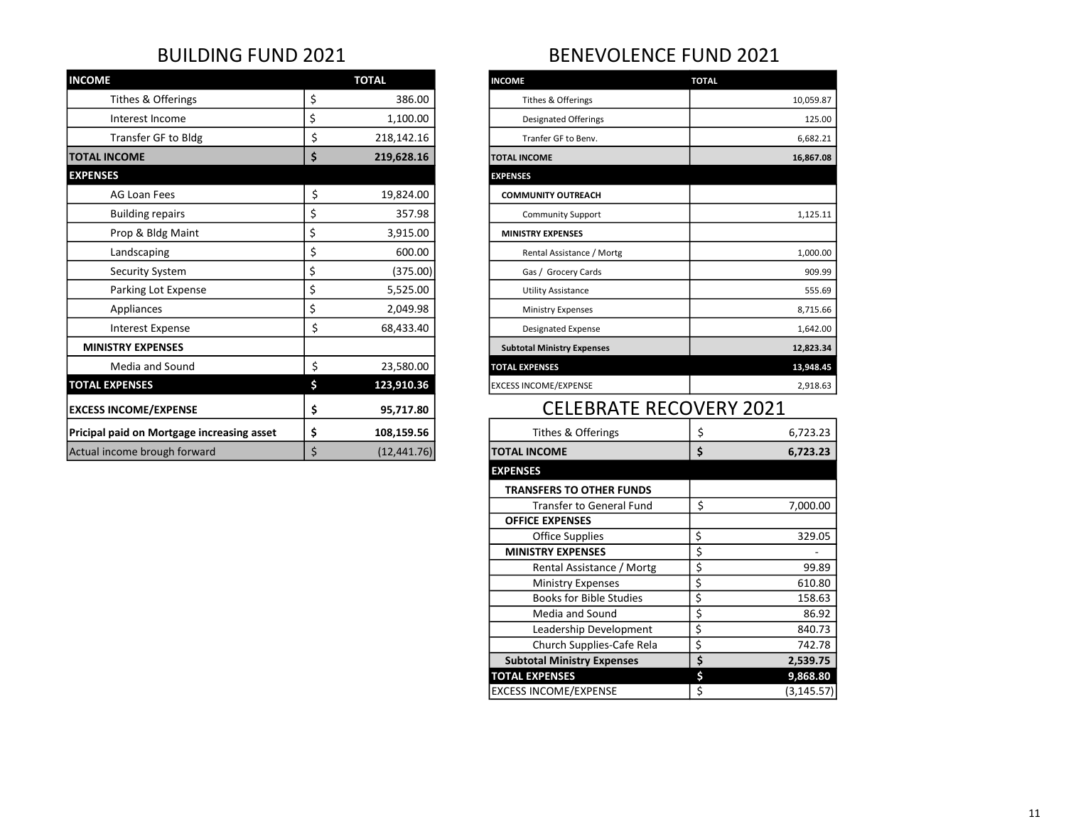## BUILDING FUND 2021

| INCOME | | TOTAL |
|---|---|---|
| Tithes & Offerings | $ | 386.00 |
| Interest Income | $ | 1,100.00 |
| Transfer GF to Bldg | $ | 218,142.16 |
| **TOTAL INCOME** | **$** | **219,628.16** |
| **EXPENSES** | | |
| AG Loan Fees | $ | 19,824.00 |
| Building repairs | $ | 357.98 |
| Prop & Bldg Maint | $ | 3,915.00 |
| Landscaping | $ | 600.00 |
| Security System | $ | (375.00) |
| Parking Lot Expense | $ | 5,525.00 |
| Appliances | $ | 2,049.98 |
| Interest Expense | $ | 68,433.40 |
| **MINISTRY EXPENSES** | | |
| Media and Sound | $ | 23,580.00 |
| **TOTAL EXPENSES** | **$** | **123,910.36** |
| **EXCESS INCOME/EXPENSE** | **$** | **95,717.80** |
| **Pricipal paid on Mortgage increasing asset** | **$** | **108,159.56** |
| Actual income brough forward | $ | (12,441.76) |

## BENEVOLENCE FUND 2021

| INCOME | TOTAL |
|---|---|
| Tithes & Offerings | 10,059.87 |
| Designated Offerings | 125.00 |
| Tranfer GF to Benv. | 6,682.21 |
| **TOTAL INCOME** | **16,867.08** |
| **EXPENSES** | |
| **COMMUNITY OUTREACH** | |
| Community Support | 1,125.11 |
| **MINISTRY EXPENSES** | |
| Rental Assistance / Mortg | 1,000.00 |
| Gas / Grocery Cards | 909.99 |
| Utility Assistance | 555.69 |
| Ministry Expenses | 8,715.66 |
| Designated Expense | 1,642.00 |
| **Subtotal Ministry Expenses** | **12,823.34** |
| **TOTAL EXPENSES** | **13,948.45** |
| EXCESS INCOME/EXPENSE | 2,918.63 |

## CELEBRATE RECOVERY 2021

| | | |
|---|---|---|
| Tithes & Offerings | $ | 6,723.23 |
| **TOTAL INCOME** | **$** | **6,723.23** |
| **EXPENSES** | | |
| **TRANSFERS TO OTHER FUNDS** | | |
| Transfer to General Fund | $ | 7,000.00 |
| **OFFICE EXPENSES** | | |
| Office Supplies | $ | 329.05 |
| **MINISTRY EXPENSES** | $ | - |
| Rental Assistance / Mortg | $ | 99.89 |
| Ministry Expenses | $ | 610.80 |
| Books for Bible Studies | $ | 158.63 |
| Media and Sound | $ | 86.92 |
| Leadership Development | $ | 840.73 |
| Church Supplies-Cafe Rela | $ | 742.78 |
| **Subtotal Ministry Expenses** | **$** | **2,539.75** |
| **TOTAL EXPENSES** | **$** | **9,868.80** |
| EXCESS INCOME/EXPENSE | $ | (3,145.57) |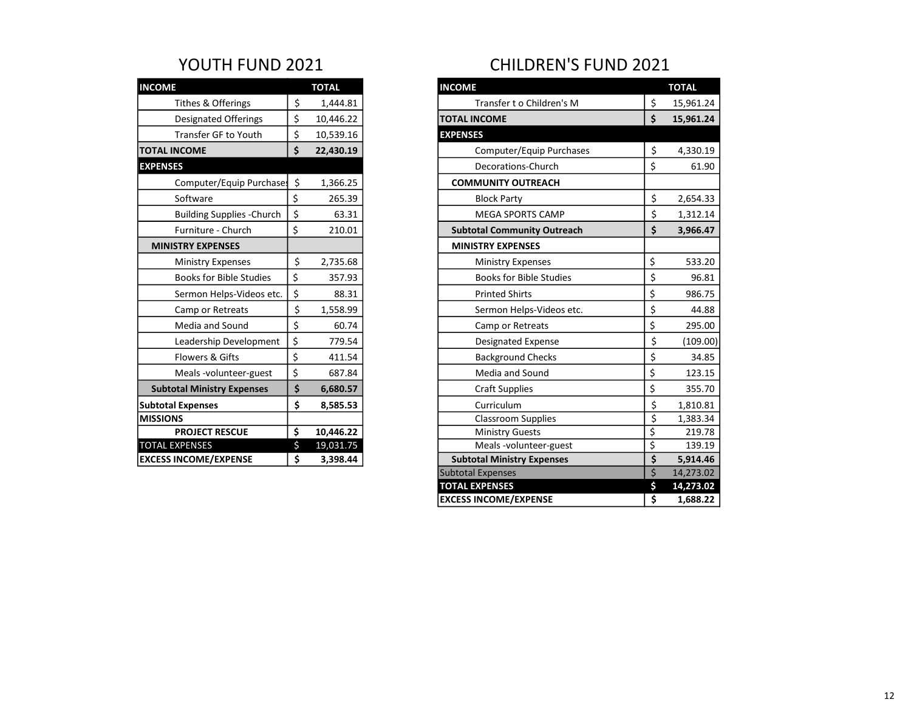## YOUTH FUND 2021

| INCOME | TOTAL |
|---|---|
| Tithes & Offerings | $ 1,444.81 |
| Designated Offerings | $ 10,446.22 |
| Transfer GF to Youth | $ 10,539.16 |
| **TOTAL INCOME** | **$ 22,430.19** |
| **EXPENSES** | |
| Computer/Equip Purchases | $ 1,366.25 |
| Software | $ 265.39 |
| Building Supplies -Church | $ 63.31 |
| Furniture - Church | $ 210.01 |
| **MINISTRY EXPENSES** | |
| Ministry Expenses | $ 2,735.68 |
| Books for Bible Studies | $ 357.93 |
| Sermon Helps-Videos etc. | $ 88.31 |
| Camp or Retreats | $ 1,558.99 |
| Media and Sound | $ 60.74 |
| Leadership Development | $ 779.54 |
| Flowers & Gifts | $ 411.54 |
| Meals -volunteer-guest | $ 687.84 |
| **Subtotal Ministry Expenses** | **$ 6,680.57** |
| **Subtotal Expenses** | **$ 8,585.53** |
| **MISSIONS** | |
| **PROJECT RESCUE** | **$ 10,446.22** |
| TOTAL EXPENSES | $ 19,031.75 |
| **EXCESS INCOME/EXPENSE** | **$ 3,398.44** |

## CHILDREN'S FUND 2021

| INCOME | TOTAL |
|---|---|
| Transfer t o Children's M | $ 15,961.24 |
| **TOTAL INCOME** | **$ 15,961.24** |
| **EXPENSES** | |
| Computer/Equip Purchases | $ 4,330.19 |
| Decorations-Church | $ 61.90 |
| **COMMUNITY OUTREACH** | |
| Block Party | $ 2,654.33 |
| MEGA SPORTS CAMP | $ 1,312.14 |
| **Subtotal Community Outreach** | **$ 3,966.47** |
| **MINISTRY EXPENSES** | |
| Ministry Expenses | $ 533.20 |
| Books for Bible Studies | $ 96.81 |
| Printed Shirts | $ 986.75 |
| Sermon Helps-Videos etc. | $ 44.88 |
| Camp or Retreats | $ 295.00 |
| Designated Expense | $ (109.00) |
| Background Checks | $ 34.85 |
| Media and Sound | $ 123.15 |
| Craft Supplies | $ 355.70 |
| Curriculum | $ 1,810.81 |
| Classroom Supplies | $ 1,383.34 |
| Ministry Guests | $ 219.78 |
| Meals -volunteer-guest | $ 139.19 |
| **Subtotal Ministry Expenses** | **$ 5,914.46** |
| Subtotal Expenses | $ 14,273.02 |
| **TOTAL EXPENSES** | **$ 14,273.02** |
| **EXCESS INCOME/EXPENSE** | **$ 1,688.22** |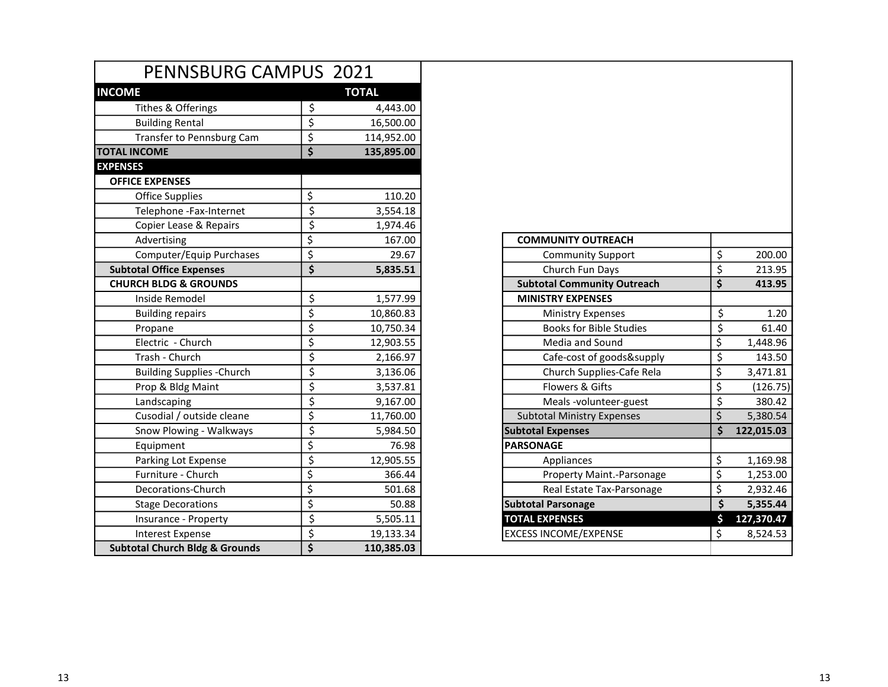# PENNSBURG CAMPUS 2021

| INCOME | TOTAL |
| --- | --- |
| Tithes & Offerings | $ 4,443.00 |
| Building Rental | $ 16,500.00 |
| Transfer to Pennsburg Cam | $ 114,952.00 |
| **TOTAL INCOME** | **$ 135,895.00** |
| **EXPENSES** | |
| **OFFICE EXPENSES** | |
| Office Supplies | $ 110.20 |
| Telephone -Fax-Internet | $ 3,554.18 |
| Copier Lease & Repairs | $ 1,974.46 |
| Advertising | $ 167.00 |
| Computer/Equip Purchases | $ 29.67 |
| **Subtotal Office Expenses** | **$ 5,835.51** |
| **CHURCH BLDG & GROUNDS** | |
| Inside Remodel | $ 1,577.99 |
| Building repairs | $ 10,860.83 |
| Propane | $ 10,750.34 |
| Electric - Church | $ 12,903.55 |
| Trash - Church | $ 2,166.97 |
| Building Supplies -Church | $ 3,136.06 |
| Prop & Bldg Maint | $ 3,537.81 |
| Landscaping | $ 9,167.00 |
| Cusodial / outside cleane | $ 11,760.00 |
| Snow Plowing - Walkways | $ 5,984.50 |
| Equipment | $ 76.98 |
| Parking Lot Expense | $ 12,905.55 |
| Furniture - Church | $ 366.44 |
| Decorations-Church | $ 501.68 |
| Stage Decorations | $ 50.88 |
| Insurance - Property | $ 5,505.11 |
| Interest Expense | $ 19,133.34 |
| **Subtotal Church Bldg & Grounds** | **$ 110,385.03** |
| **COMMUNITY OUTREACH** | |
| Community Support | $ 200.00 |
| Church Fun Days | $ 213.95 |
| **Subtotal Community Outreach** | **$ 413.95** |
| **MINISTRY EXPENSES** | |
| Ministry Expenses | $ 1.20 |
| Books for Bible Studies | $ 61.40 |
| Media and Sound | $ 1,448.96 |
| Cafe-cost of goods&supply | $ 143.50 |
| Church Supplies-Cafe Rela | $ 3,471.81 |
| Flowers & Gifts | $ (126.75) |
| Meals -volunteer-guest | $ 380.42 |
| Subtotal Ministry Expenses | $ 5,380.54 |
| **Subtotal Expenses** | **$ 122,015.03** |
| **PARSONAGE** | |
| Appliances | $ 1,169.98 |
| Property Maint.-Parsonage | $ 1,253.00 |
| Real Estate Tax-Parsonage | $ 2,932.46 |
| **Subtotal Parsonage** | **$ 5,355.44** |
| **TOTAL EXPENSES** | **$ 127,370.47** |
| EXCESS INCOME/EXPENSE | $ 8,524.53 |